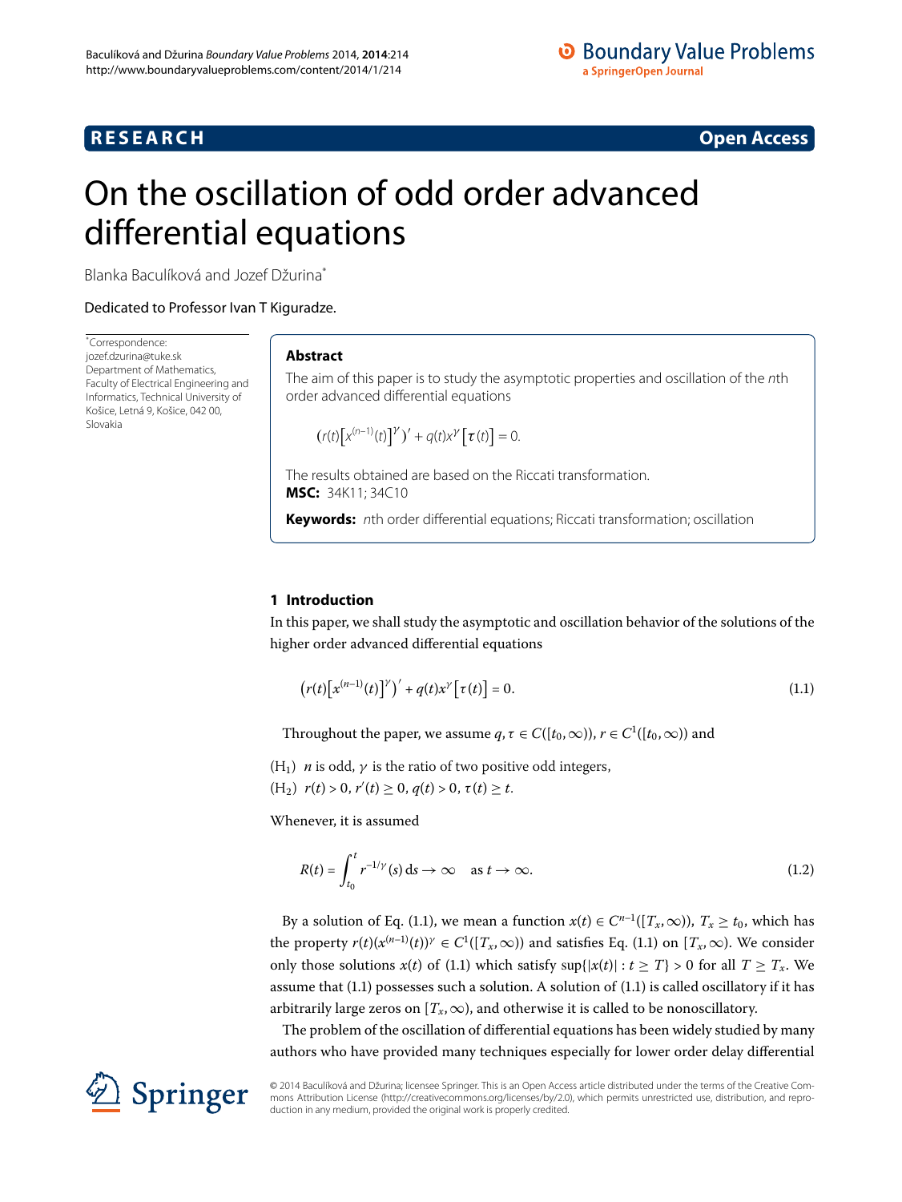RESEARCH **Open Access**

# On the oscillation of odd order advanced differential equations

Blanka Baculíková and Jozef Džurina[*]

Dedicated to Professor Ivan T Kiguradze.

[*]Correspondence: jozef.dzurina@tuke.sk
Department of Mathematics, Faculty of Electrical Engineering and Informatics, Technical University of Košice, Letná 9, Košice, 042 00, Slovakia

## Abstract

The aim of this paper is to study the asymptotic properties and oscillation of the $n$th order advanced differential equations

$$\left(r(t)\left[x^{(n-1)}(t)\right]^{\gamma}\right)' + q(t)x^{\gamma}\left[\tau(t)\right] = 0.$$

The results obtained are based on the Riccati transformation.

**MSC:** 34K11; 34C10

**Keywords:** $n$th order differential equations; Riccati transformation; oscillation

## 1 Introduction

In this paper, we shall study the asymptotic and oscillation behavior of the solutions of the higher order advanced differential equations

$$\left(r(t)\left[x^{(n-1)}(t)\right]^{\gamma}\right)' + q(t)x^{\gamma}\left[\tau(t)\right] = 0. \tag{1.1}$$

Throughout the paper, we assume $q, \tau \in C([t_0, \infty))$, $r \in C^1([t_0, \infty))$ and

($H_1$) $n$ is odd, $\gamma$ is the ratio of two positive odd integers,
($H_2$) $r(t) > 0$, $r'(t) \geq 0$, $q(t) > 0$, $\tau(t) \geq t$.

Whenever, it is assumed

$$R(t) = \int_{t_0}^{t} r^{-1/\gamma}(s)\,\mathrm{d}s \to \infty \quad \text{as } t \to \infty. \tag{1.2}$$

By a solution of Eq. (1.1), we mean a function $x(t) \in C^{n-1}([T_x, \infty))$, $T_x \geq t_0$, which has the property $r(t)(x^{(n-1)}(t))^{\gamma} \in C^1([T_x, \infty))$ and satisfies Eq. (1.1) on $[T_x, \infty)$. We consider only those solutions $x(t)$ of (1.1) which satisfy $\sup\{|x(t)| : t \geq T\} > 0$ for all $T \geq T_x$. We assume that (1.1) possesses such a solution. A solution of (1.1) is called oscillatory if it has arbitrarily large zeros on $[T_x, \infty)$, and otherwise it is called to be nonoscillatory.

The problem of the oscillation of differential equations has been widely studied by many authors who have provided many techniques especially for lower order delay differential

© 2014 Baculíková and Džurina; licensee Springer. This is an Open Access article distributed under the terms of the Creative Commons Attribution License (http://creativecommons.org/licenses/by/2.0), which permits unrestricted use, distribution, and reproduction in any medium, provided the original work is properly credited.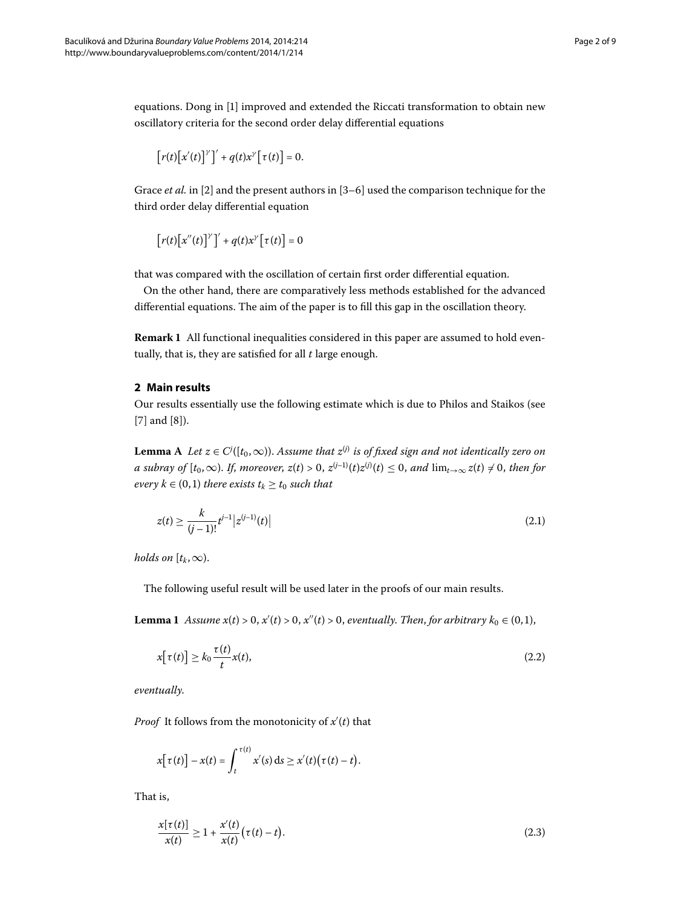equations. Dong in [1] improved and extended the Riccati transformation to obtain new oscillatory criteria for the second order delay differential equations

$$\left[r(t)\left[x'(t)\right]^{\gamma}\right]' + q(t)x^{\gamma}\left[\tau(t)\right] = 0.$$

Grace *et al.* in [2] and the present authors in [3–6] used the comparison technique for the third order delay differential equation

$$\left[r(t)\left[x''(t)\right]^{\gamma}\right]' + q(t)x^{\gamma}\left[\tau(t)\right] = 0$$

that was compared with the oscillation of certain first order differential equation.

On the other hand, there are comparatively less methods established for the advanced differential equations. The aim of the paper is to fill this gap in the oscillation theory.

**Remark 1** All functional inequalities considered in this paper are assumed to hold eventually, that is, they are satisfied for all $t$ large enough.

## 2 Main results

Our results essentially use the following estimate which is due to Philos and Staikos (see [7] and [8]).

**Lemma A** *Let $z \in C^j([t_0,\infty))$. Assume that $z^{(j)}$ is of fixed sign and not identically zero on a subray of $[t_0,\infty)$. If, moreover, $z(t) > 0$, $z^{(j-1)}(t)z^{(j)}(t) \le 0$, and $\lim_{t\to\infty} z(t) \ne 0$, then for every $k \in (0,1)$ there exists $t_k \ge t_0$ such that*

$$z(t) \ge \frac{k}{(j-1)!}t^{j-1}\left|z^{(j-1)}(t)\right| \tag{2.1}$$

*holds on $[t_k,\infty)$.*

The following useful result will be used later in the proofs of our main results.

**Lemma 1** *Assume $x(t) > 0$, $x'(t) > 0$, $x''(t) > 0$, eventually. Then, for arbitrary $k_0 \in (0,1)$,*

$$x\left[\tau(t)\right] \ge k_0\frac{\tau(t)}{t}x(t), \tag{2.2}$$

*eventually.*

*Proof* It follows from the monotonicity of $x'(t)$ that

$$x\left[\tau(t)\right] - x(t) = \int_t^{\tau(t)} x'(s)\,\mathrm{d}s \ge x'(t)\left(\tau(t) - t\right).$$

That is,

$$\frac{x[\tau(t)]}{x(t)} \ge 1 + \frac{x'(t)}{x(t)}\left(\tau(t) - t\right). \tag{2.3}$$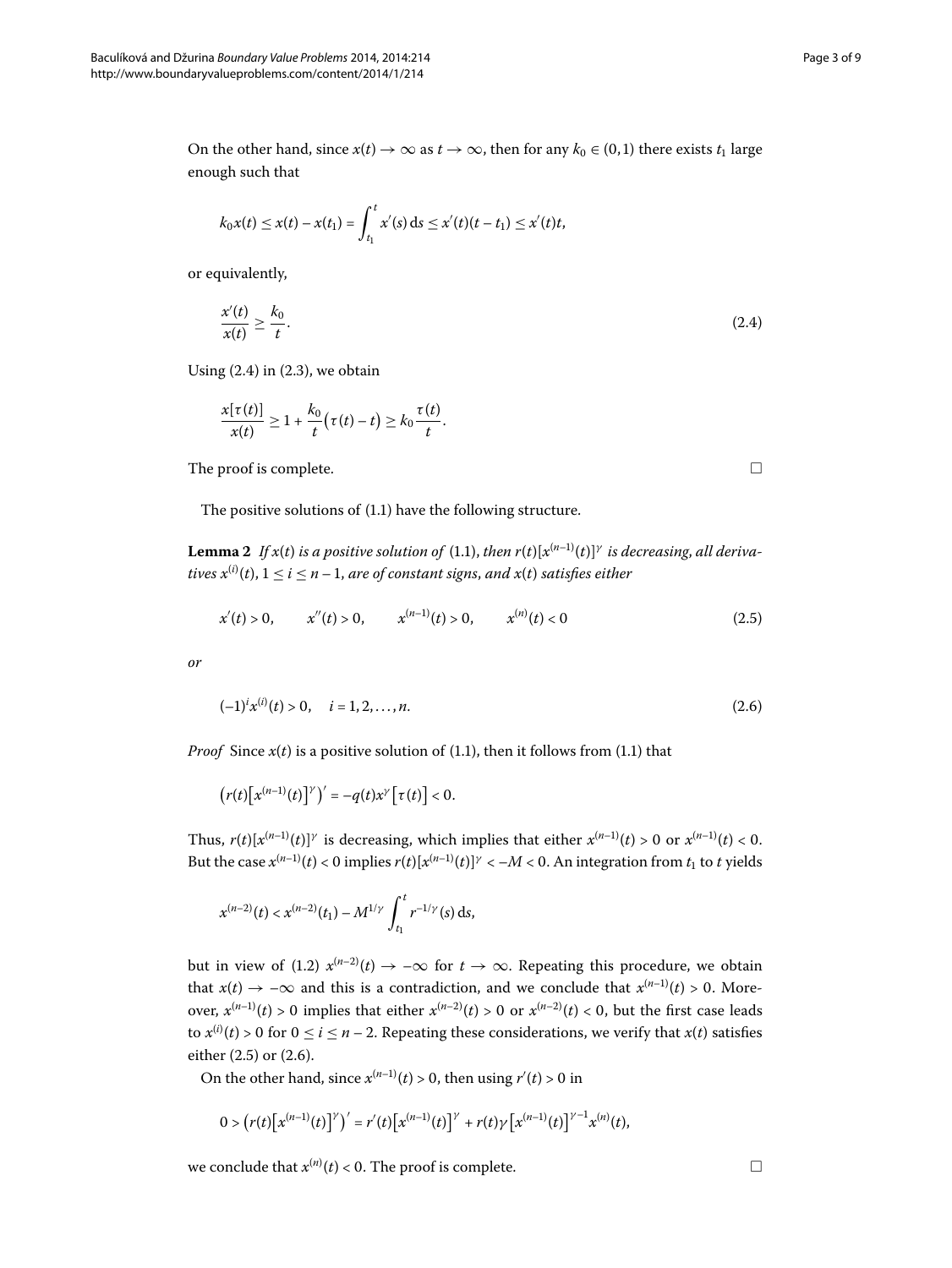On the other hand, since $x(t) \to \infty$ as $t \to \infty$, then for any $k_0 \in (0,1)$ there exists $t_1$ large enough such that

$$k_0 x(t) \le x(t) - x(t_1) = \int_{t_1}^{t} x'(s)\,\mathrm{d}s \le x'(t)(t - t_1) \le x'(t)t,$$

or equivalently,

$$\frac{x'(t)}{x(t)} \ge \frac{k_0}{t}. \tag{2.4}$$

Using (2.4) in (2.3), we obtain

$$\frac{x[\tau(t)]}{x(t)} \ge 1 + \frac{k_0}{t}\bigl(\tau(t) - t\bigr) \ge k_0 \frac{\tau(t)}{t}.$$

The proof is complete. □

The positive solutions of (1.1) have the following structure.

**Lemma 2** *If $x(t)$ is a positive solution of* (1.1), *then $r(t)[x^{(n-1)}(t)]^{\gamma}$ is decreasing, all derivatives $x^{(i)}(t)$, $1 \le i \le n-1$, are of constant signs, and $x(t)$ satisfies either*

$$x'(t) > 0, \qquad x''(t) > 0, \qquad x^{(n-1)}(t) > 0, \qquad x^{(n)}(t) < 0 \tag{2.5}$$

*or*

$$(-1)^i x^{(i)}(t) > 0, \quad i = 1, 2, \ldots, n. \tag{2.6}$$

*Proof* Since $x(t)$ is a positive solution of (1.1), then it follows from (1.1) that

$$\bigl(r(t)\bigl[x^{(n-1)}(t)\bigr]^{\gamma}\bigr)' = -q(t)x^{\gamma}\bigl[\tau(t)\bigr] < 0.$$

Thus, $r(t)[x^{(n-1)}(t)]^{\gamma}$ is decreasing, which implies that either $x^{(n-1)}(t) > 0$ or $x^{(n-1)}(t) < 0$. But the case $x^{(n-1)}(t) < 0$ implies $r(t)[x^{(n-1)}(t)]^{\gamma} < -M < 0$. An integration from $t_1$ to $t$ yields

$$x^{(n-2)}(t) < x^{(n-2)}(t_1) - M^{1/\gamma} \int_{t_1}^{t} r^{-1/\gamma}(s)\,\mathrm{d}s,$$

but in view of (1.2) $x^{(n-2)}(t) \to -\infty$ for $t \to \infty$. Repeating this procedure, we obtain that $x(t) \to -\infty$ and this is a contradiction, and we conclude that $x^{(n-1)}(t) > 0$. Moreover, $x^{(n-1)}(t) > 0$ implies that either $x^{(n-2)}(t) > 0$ or $x^{(n-2)}(t) < 0$, but the first case leads to $x^{(i)}(t) > 0$ for $0 \le i \le n-2$. Repeating these considerations, we verify that $x(t)$ satisfies either (2.5) or (2.6).

On the other hand, since $x^{(n-1)}(t) > 0$, then using $r'(t) > 0$ in

$$0 > \bigl(r(t)\bigl[x^{(n-1)}(t)\bigr]^{\gamma}\bigr)' = r'(t)\bigl[x^{(n-1)}(t)\bigr]^{\gamma} + r(t)\gamma\bigl[x^{(n-1)}(t)\bigr]^{\gamma-1}x^{(n)}(t),$$

we conclude that $x^{(n)}(t) < 0$. The proof is complete. □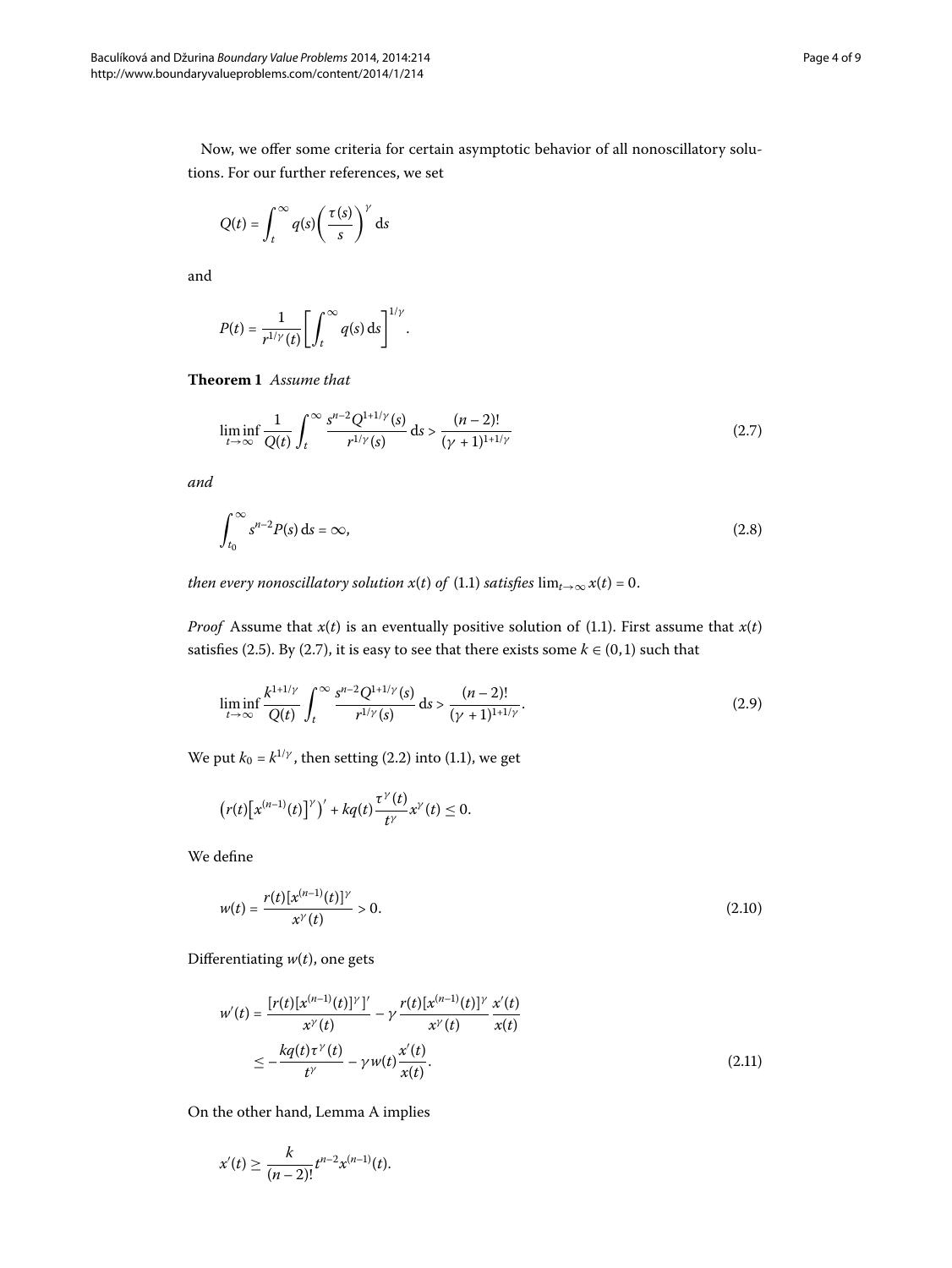Now, we offer some criteria for certain asymptotic behavior of all nonoscillatory solutions. For our further references, we set

$$Q(t) = \int_t^\infty q(s)\left(\frac{\tau(s)}{s}\right)^\gamma \,\mathrm{d}s$$

and

$$P(t) = \frac{1}{r^{1/\gamma}(t)}\left[\int_t^\infty q(s)\,\mathrm{d}s\right]^{1/\gamma}.$$

**Theorem 1** *Assume that*

$$\liminf_{t\to\infty} \frac{1}{Q(t)} \int_t^\infty \frac{s^{n-2}Q^{1+1/\gamma}(s)}{r^{1/\gamma}(s)}\,\mathrm{d}s > \frac{(n-2)!}{(\gamma+1)^{1+1/\gamma}} \tag{2.7}$$

*and*

$$\int_{t_0}^\infty s^{n-2}P(s)\,\mathrm{d}s = \infty, \tag{2.8}$$

*then every nonoscillatory solution $x(t)$ of* (1.1) *satisfies* $\lim_{t\to\infty} x(t) = 0$.

*Proof* Assume that $x(t)$ is an eventually positive solution of (1.1). First assume that $x(t)$ satisfies (2.5). By (2.7), it is easy to see that there exists some $k \in (0,1)$ such that

$$\liminf_{t\to\infty} \frac{k^{1+1/\gamma}}{Q(t)} \int_t^\infty \frac{s^{n-2}Q^{1+1/\gamma}(s)}{r^{1/\gamma}(s)}\,\mathrm{d}s > \frac{(n-2)!}{(\gamma+1)^{1+1/\gamma}}. \tag{2.9}$$

We put $k_0 = k^{1/\gamma}$, then setting (2.2) into (1.1), we get

$$\left(r(t)\left[x^{(n-1)}(t)\right]^\gamma\right)' + kq(t)\frac{\tau^\gamma(t)}{t^\gamma}x^\gamma(t) \le 0.$$

We define

$$w(t) = \frac{r(t)[x^{(n-1)}(t)]^\gamma}{x^\gamma(t)} > 0. \tag{2.10}$$

Differentiating $w(t)$, one gets

$$\begin{aligned} w'(t) &= \frac{[r(t)[x^{(n-1)}(t)]^\gamma]'}{x^\gamma(t)} - \gamma\frac{r(t)[x^{(n-1)}(t)]^\gamma}{x^\gamma(t)}\frac{x'(t)}{x(t)} \\ &\le -\frac{kq(t)\tau^\gamma(t)}{t^\gamma} - \gamma w(t)\frac{x'(t)}{x(t)}. \end{aligned} \tag{2.11}$$

On the other hand, Lemma A implies

$$x'(t) \ge \frac{k}{(n-2)!}t^{n-2}x^{(n-1)}(t).$$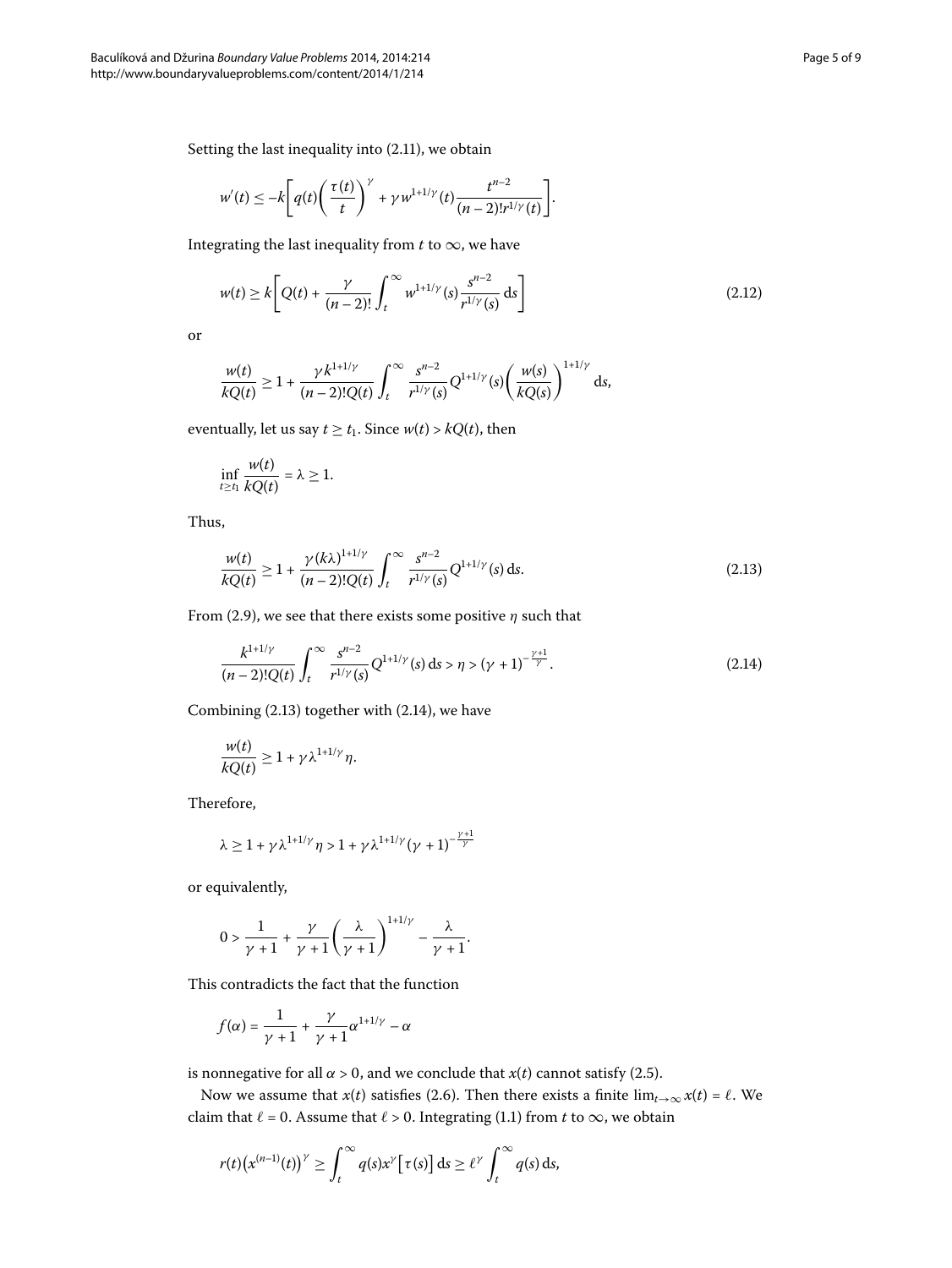Setting the last inequality into (2.11), we obtain

$$w'(t) \le -k\left[q(t)\left(\frac{\tau(t)}{t}\right)^{\gamma} + \gamma w^{1+1/\gamma}(t)\frac{t^{n-2}}{(n-2)!r^{1/\gamma}(t)}\right].$$

Integrating the last inequality from $t$ to $\infty$, we have

$$w(t) \ge k\left[Q(t) + \frac{\gamma}{(n-2)!}\int_t^{\infty} w^{1+1/\gamma}(s)\frac{s^{n-2}}{r^{1/\gamma}(s)}\,\mathrm{d}s\right] \tag{2.12}$$

or

$$\frac{w(t)}{kQ(t)} \ge 1 + \frac{\gamma k^{1+1/\gamma}}{(n-2)!Q(t)}\int_t^{\infty}\frac{s^{n-2}}{r^{1/\gamma}(s)}Q^{1+1/\gamma}(s)\left(\frac{w(s)}{kQ(s)}\right)^{1+1/\gamma}\mathrm{d}s,$$

eventually, let us say $t \ge t_1$. Since $w(t) > kQ(t)$, then

$$\inf_{t\ge t_1}\frac{w(t)}{kQ(t)} = \lambda \ge 1.$$

Thus,

$$\frac{w(t)}{kQ(t)} \ge 1 + \frac{\gamma (k\lambda)^{1+1/\gamma}}{(n-2)!Q(t)}\int_t^{\infty}\frac{s^{n-2}}{r^{1/\gamma}(s)}Q^{1+1/\gamma}(s)\,\mathrm{d}s. \tag{2.13}$$

From (2.9), we see that there exists some positive $\eta$ such that

$$\frac{k^{1+1/\gamma}}{(n-2)!Q(t)}\int_t^{\infty}\frac{s^{n-2}}{r^{1/\gamma}(s)}Q^{1+1/\gamma}(s)\,\mathrm{d}s > \eta > (\gamma+1)^{-\frac{\gamma+1}{\gamma}}. \tag{2.14}$$

Combining (2.13) together with (2.14), we have

$$\frac{w(t)}{kQ(t)} \ge 1 + \gamma\lambda^{1+1/\gamma}\eta.$$

Therefore,

$$\lambda \ge 1 + \gamma\lambda^{1+1/\gamma}\eta > 1 + \gamma\lambda^{1+1/\gamma}(\gamma+1)^{-\frac{\gamma+1}{\gamma}}$$

or equivalently,

$$0 > \frac{1}{\gamma+1} + \frac{\gamma}{\gamma+1}\left(\frac{\lambda}{\gamma+1}\right)^{1+1/\gamma} - \frac{\lambda}{\gamma+1}.$$

This contradicts the fact that the function

$$f(\alpha) = \frac{1}{\gamma+1} + \frac{\gamma}{\gamma+1}\alpha^{1+1/\gamma} - \alpha$$

is nonnegative for all $\alpha > 0$, and we conclude that $x(t)$ cannot satisfy (2.5).

Now we assume that $x(t)$ satisfies (2.6). Then there exists a finite $\lim_{t\to\infty} x(t) = \ell$. We claim that $\ell = 0$. Assume that $\ell > 0$. Integrating (1.1) from $t$ to $\infty$, we obtain

$$r(t)\left(x^{(n-1)}(t)\right)^{\gamma} \ge \int_t^{\infty} q(s)x^{\gamma}\left[\tau(s)\right]\mathrm{d}s \ge \ell^{\gamma}\int_t^{\infty} q(s)\,\mathrm{d}s,$$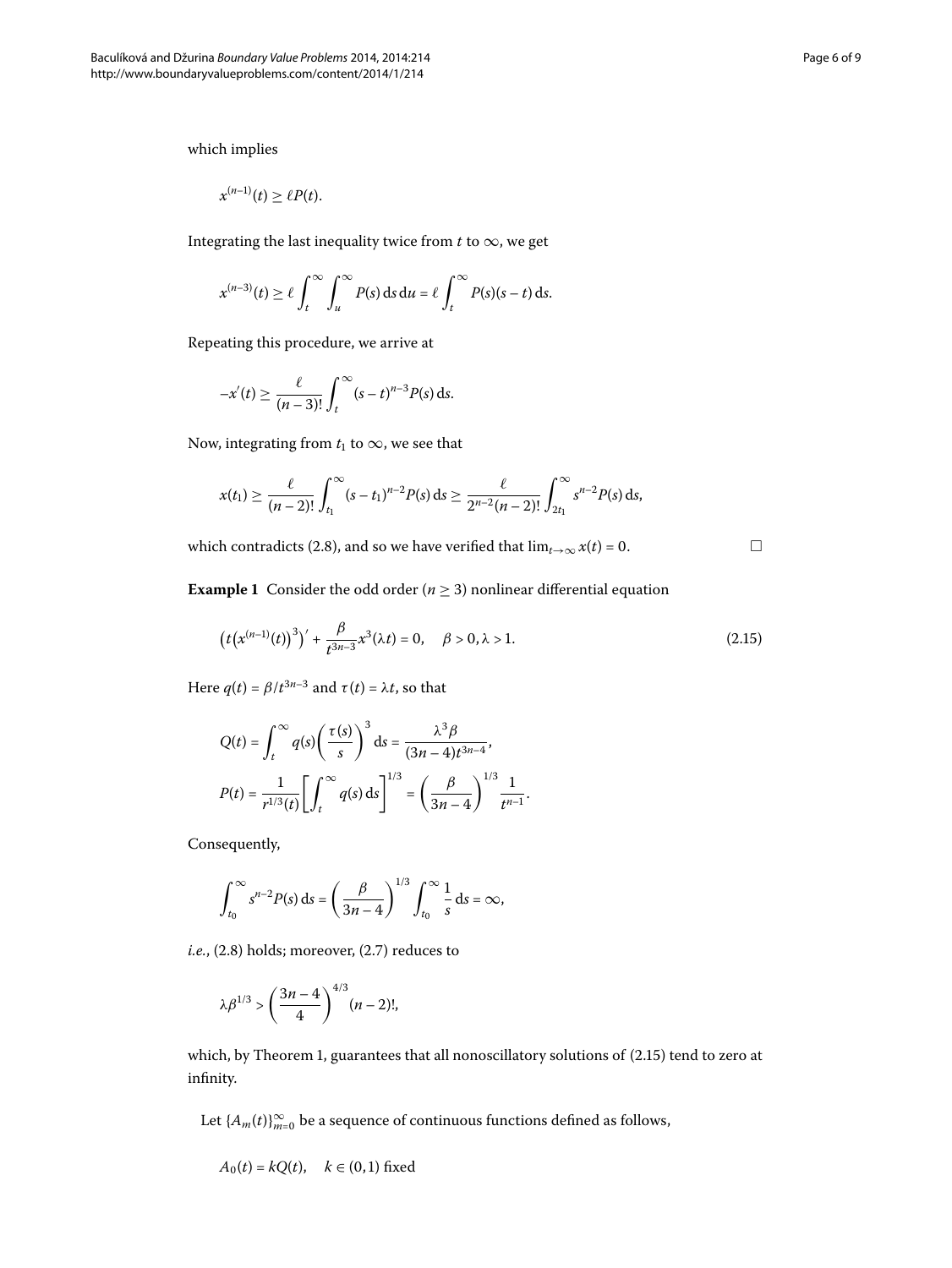which implies

$$x^{(n-1)}(t) \geq \ell P(t).$$

Integrating the last inequality twice from $t$ to $\infty$, we get

$$x^{(n-3)}(t) \geq \ell \int_t^\infty \int_u^\infty P(s)\,\mathrm{d}s\,\mathrm{d}u = \ell \int_t^\infty P(s)(s-t)\,\mathrm{d}s.$$

Repeating this procedure, we arrive at

$$-x'(t) \geq \frac{\ell}{(n-3)!} \int_t^\infty (s-t)^{n-3} P(s)\,\mathrm{d}s.$$

Now, integrating from $t_1$ to $\infty$, we see that

$$x(t_1) \geq \frac{\ell}{(n-2)!} \int_{t_1}^\infty (s-t_1)^{n-2} P(s)\,\mathrm{d}s \geq \frac{\ell}{2^{n-2}(n-2)!} \int_{2t_1}^\infty s^{n-2} P(s)\,\mathrm{d}s,$$

which contradicts (2.8), and so we have verified that $\lim_{t\to\infty} x(t) = 0$. □

**Example 1** Consider the odd order ($n \geq 3$) nonlinear differential equation

$$\left(t\left(x^{(n-1)}(t)\right)^3\right)' + \frac{\beta}{t^{3n-3}} x^3(\lambda t) = 0, \quad \beta > 0, \lambda > 1. \tag{2.15}$$

Here $q(t) = \beta/t^{3n-3}$ and $\tau(t) = \lambda t$, so that

$$Q(t) = \int_t^\infty q(s)\left(\frac{\tau(s)}{s}\right)^3 \mathrm{d}s = \frac{\lambda^3 \beta}{(3n-4)t^{3n-4}},$$

$$P(t) = \frac{1}{r^{1/3}(t)}\left[\int_t^\infty q(s)\,\mathrm{d}s\right]^{1/3} = \left(\frac{\beta}{3n-4}\right)^{1/3} \frac{1}{t^{n-1}}.$$

Consequently,

$$\int_{t_0}^\infty s^{n-2} P(s)\,\mathrm{d}s = \left(\frac{\beta}{3n-4}\right)^{1/3} \int_{t_0}^\infty \frac{1}{s}\,\mathrm{d}s = \infty,$$

*i.e.*, (2.8) holds; moreover, (2.7) reduces to

$$\lambda \beta^{1/3} > \left(\frac{3n-4}{4}\right)^{4/3} (n-2)!,$$

which, by Theorem 1, guarantees that all nonoscillatory solutions of (2.15) tend to zero at infinity.

Let $\{A_m(t)\}_{m=0}^\infty$ be a sequence of continuous functions defined as follows,

$$A_0(t) = kQ(t), \quad k \in (0,1) \text{ fixed}$$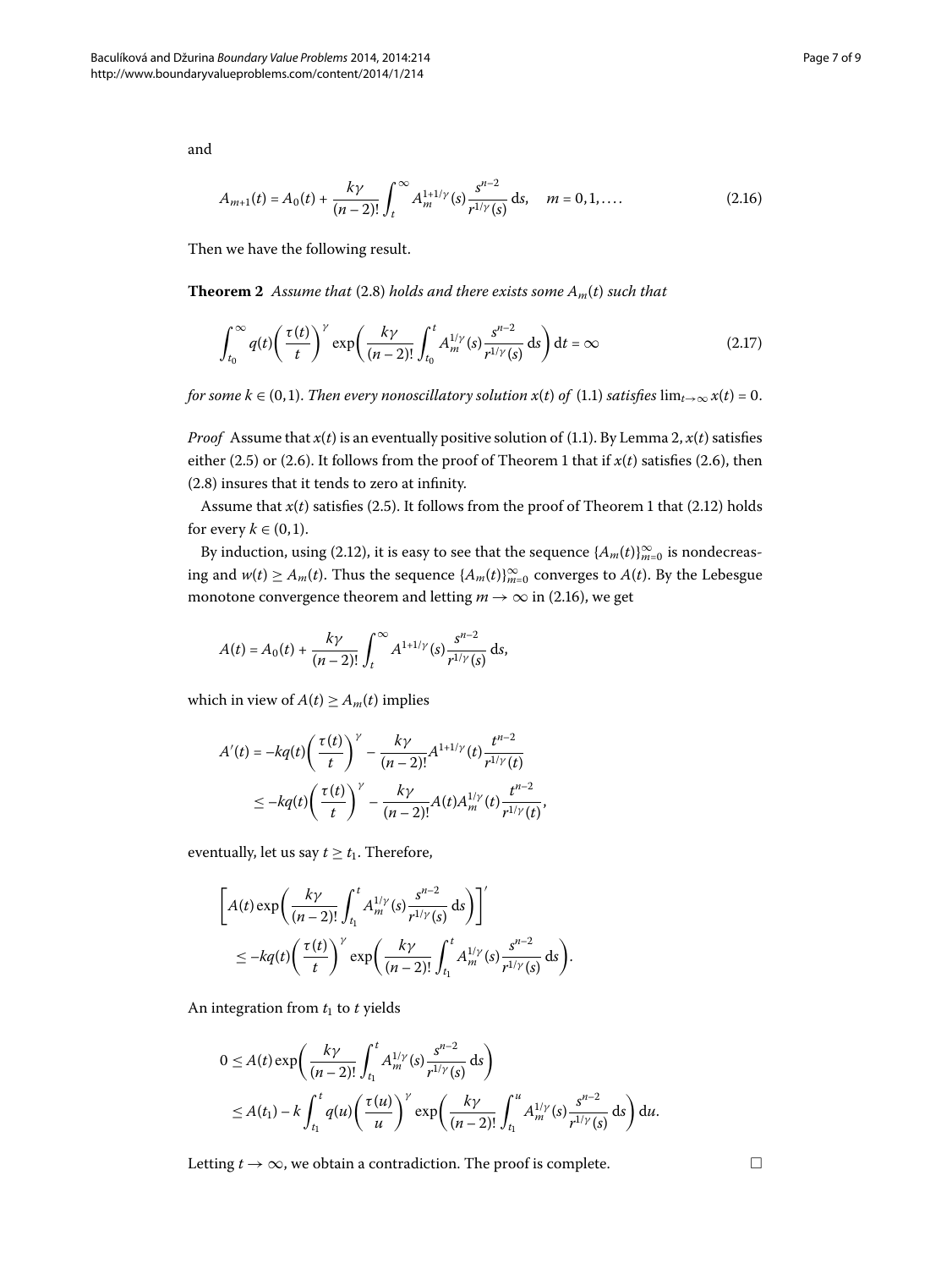and

$$A_{m+1}(t) = A_0(t) + \frac{k\gamma}{(n-2)!}\int_t^\infty A_m^{1+1/\gamma}(s)\frac{s^{n-2}}{r^{1/\gamma}(s)}\,\mathrm{d}s, \quad m = 0, 1, \ldots. \tag{2.16}$$

Then we have the following result.

**Theorem 2** *Assume that* (2.8) *holds and there exists some* $A_m(t)$ *such that*

$$\int_{t_0}^\infty q(t)\left(\frac{\tau(t)}{t}\right)^\gamma \exp\left(\frac{k\gamma}{(n-2)!}\int_{t_0}^t A_m^{1/\gamma}(s)\frac{s^{n-2}}{r^{1/\gamma}(s)}\,\mathrm{d}s\right)\mathrm{d}t = \infty \tag{2.17}$$

*for some* $k \in (0,1)$. *Then every nonoscillatory solution* $x(t)$ *of* (1.1) *satisfies* $\lim_{t\to\infty} x(t) = 0$.

*Proof* Assume that $x(t)$ is an eventually positive solution of (1.1). By Lemma 2, $x(t)$ satisfies either (2.5) or (2.6). It follows from the proof of Theorem 1 that if $x(t)$ satisfies (2.6), then (2.8) insures that it tends to zero at infinity.

Assume that $x(t)$ satisfies (2.5). It follows from the proof of Theorem 1 that (2.12) holds for every $k \in (0,1)$.

By induction, using (2.12), it is easy to see that the sequence $\{A_m(t)\}_{m=0}^\infty$ is nondecreasing and $w(t) \ge A_m(t)$. Thus the sequence $\{A_m(t)\}_{m=0}^\infty$ converges to $A(t)$. By the Lebesgue monotone convergence theorem and letting $m \to \infty$ in (2.16), we get

$$A(t) = A_0(t) + \frac{k\gamma}{(n-2)!}\int_t^\infty A^{1+1/\gamma}(s)\frac{s^{n-2}}{r^{1/\gamma}(s)}\,\mathrm{d}s,$$

which in view of $A(t) \ge A_m(t)$ implies

$$\begin{aligned}
A'(t) &= -kq(t)\left(\frac{\tau(t)}{t}\right)^\gamma - \frac{k\gamma}{(n-2)!}A^{1+1/\gamma}(t)\frac{t^{n-2}}{r^{1/\gamma}(t)} \\
&\le -kq(t)\left(\frac{\tau(t)}{t}\right)^\gamma - \frac{k\gamma}{(n-2)!}A(t)A_m^{1/\gamma}(t)\frac{t^{n-2}}{r^{1/\gamma}(t)},
\end{aligned}$$

eventually, let us say $t \ge t_1$. Therefore,

$$\begin{aligned}
&\left[A(t)\exp\left(\frac{k\gamma}{(n-2)!}\int_{t_1}^t A_m^{1/\gamma}(s)\frac{s^{n-2}}{r^{1/\gamma}(s)}\,\mathrm{d}s\right)\right]' \\
&\quad \le -kq(t)\left(\frac{\tau(t)}{t}\right)^\gamma \exp\left(\frac{k\gamma}{(n-2)!}\int_{t_1}^t A_m^{1/\gamma}(s)\frac{s^{n-2}}{r^{1/\gamma}(s)}\,\mathrm{d}s\right).
\end{aligned}$$

An integration from $t_1$ to $t$ yields

$$\begin{aligned}
0 &\le A(t)\exp\left(\frac{k\gamma}{(n-2)!}\int_{t_1}^t A_m^{1/\gamma}(s)\frac{s^{n-2}}{r^{1/\gamma}(s)}\,\mathrm{d}s\right) \\
&\le A(t_1) - k\int_{t_1}^t q(u)\left(\frac{\tau(u)}{u}\right)^\gamma \exp\left(\frac{k\gamma}{(n-2)!}\int_{t_1}^u A_m^{1/\gamma}(s)\frac{s^{n-2}}{r^{1/\gamma}(s)}\,\mathrm{d}s\right)\mathrm{d}u.
\end{aligned}$$

Letting $t \to \infty$, we obtain a contradiction. The proof is complete. □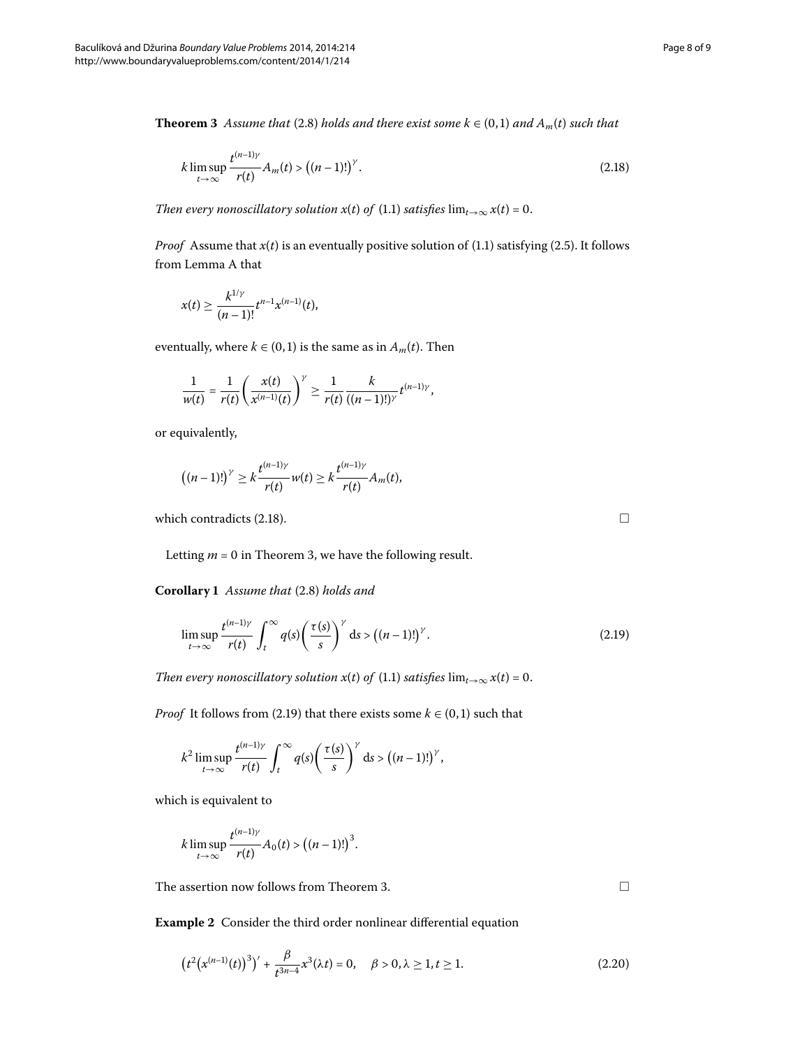**Theorem 3** *Assume that* (2.8) *holds and there exist some* $k \in (0,1)$ *and* $A_m(t)$ *such that*

$$k \limsup_{t\to\infty} \frac{t^{(n-1)\gamma}}{r(t)} A_m(t) > \bigl((n-1)!\bigr)^{\gamma}. \tag{2.18}$$

*Then every nonoscillatory solution* $x(t)$ *of* (1.1) *satisfies* $\lim_{t\to\infty} x(t) = 0$.

*Proof* Assume that $x(t)$ is an eventually positive solution of (1.1) satisfying (2.5). It follows from Lemma A that

$$x(t) \geq \frac{k^{1/\gamma}}{(n-1)!} t^{n-1} x^{(n-1)}(t),$$

eventually, where $k \in (0,1)$ is the same as in $A_m(t)$. Then

$$\frac{1}{w(t)} = \frac{1}{r(t)} \left( \frac{x(t)}{x^{(n-1)}(t)} \right)^{\gamma} \geq \frac{1}{r(t)} \frac{k}{((n-1)!)^{\gamma}} t^{(n-1)\gamma},$$

or equivalently,

$$\bigl((n-1)!\bigr)^{\gamma} \geq k \frac{t^{(n-1)\gamma}}{r(t)} w(t) \geq k \frac{t^{(n-1)\gamma}}{r(t)} A_m(t),$$

which contradicts (2.18). $\square$

Letting $m = 0$ in Theorem 3, we have the following result.

**Corollary 1** *Assume that* (2.8) *holds and*

$$\limsup_{t\to\infty} \frac{t^{(n-1)\gamma}}{r(t)} \int_t^{\infty} q(s) \left( \frac{\tau(s)}{s} \right)^{\gamma} \mathrm{d}s > \bigl((n-1)!\bigr)^{\gamma}. \tag{2.19}$$

*Then every nonoscillatory solution* $x(t)$ *of* (1.1) *satisfies* $\lim_{t\to\infty} x(t) = 0$.

*Proof* It follows from (2.19) that there exists some $k \in (0,1)$ such that

$$k^2 \limsup_{t\to\infty} \frac{t^{(n-1)\gamma}}{r(t)} \int_t^{\infty} q(s) \left( \frac{\tau(s)}{s} \right)^{\gamma} \mathrm{d}s > \bigl((n-1)!\bigr)^{\gamma},$$

which is equivalent to

$$k \limsup_{t\to\infty} \frac{t^{(n-1)\gamma}}{r(t)} A_0(t) > \bigl((n-1)!\bigr)^{3}.$$

The assertion now follows from Theorem 3. $\square$

**Example 2** Consider the third order nonlinear differential equation

$$\bigl(t^2 \bigl(x^{(n-1)}(t)\bigr)^3\bigr)' + \frac{\beta}{t^{3n-4}} x^3(\lambda t) = 0, \quad \beta > 0, \lambda \geq 1, t \geq 1. \tag{2.20}$$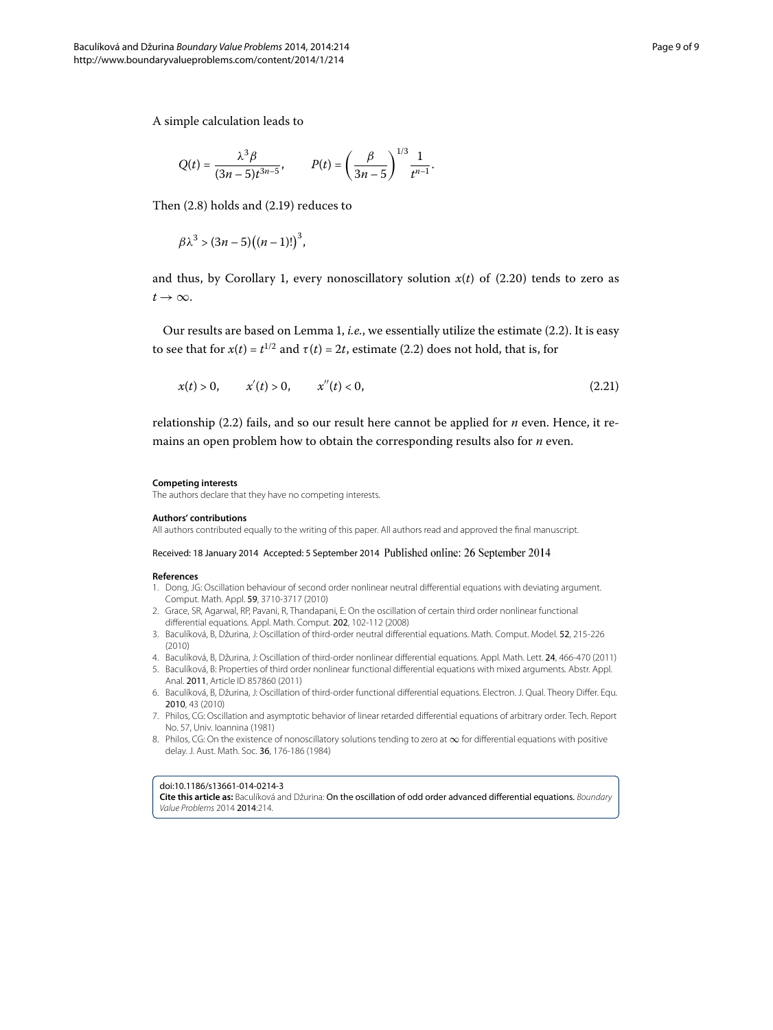A simple calculation leads to

$$Q(t) = \frac{\lambda^3 \beta}{(3n-5)t^{3n-5}}, \qquad P(t) = \left(\frac{\beta}{3n-5}\right)^{1/3} \frac{1}{t^{n-1}}.$$

Then (2.8) holds and (2.19) reduces to

$$\beta\lambda^3 > (3n-5)\big((n-1)!\big)^3,$$

and thus, by Corollary 1, every nonoscillatory solution $x(t)$ of (2.20) tends to zero as $t \to \infty$.

Our results are based on Lemma 1, *i.e.*, we essentially utilize the estimate (2.2). It is easy to see that for $x(t) = t^{1/2}$ and $\tau(t) = 2t$, estimate (2.2) does not hold, that is, for

$$x(t) > 0, \qquad x'(t) > 0, \qquad x''(t) < 0, \tag{2.21}$$

relationship (2.2) fails, and so our result here cannot be applied for $n$ even. Hence, it remains an open problem how to obtain the corresponding results also for $n$ even.

#### Competing interests

The authors declare that they have no competing interests.

#### Authors' contributions

All authors contributed equally to the writing of this paper. All authors read and approved the final manuscript.

Received: 18 January 2014 Accepted: 5 September 2014 Published online: 26 September 2014

#### References

1. Dong, JG: Oscillation behaviour of second order nonlinear neutral differential equations with deviating argument. Comput. Math. Appl. **59**, 3710-3717 (2010)
2. Grace, SR, Agarwal, RP, Pavani, R, Thandapani, E: On the oscillation of certain third order nonlinear functional differential equations. Appl. Math. Comput. **202**, 102-112 (2008)
3. Baculíková, B, Džurina, J: Oscillation of third-order neutral differential equations. Math. Comput. Model. **52**, 215-226 (2010)
4. Baculíková, B, Džurina, J: Oscillation of third-order nonlinear differential equations. Appl. Math. Lett. **24**, 466-470 (2011)
5. Baculíková, B: Properties of third order nonlinear functional differential equations with mixed arguments. Abstr. Appl. Anal. **2011**, Article ID 857860 (2011)
6. Baculíková, B, Džurina, J: Oscillation of third-order functional differential equations. Electron. J. Qual. Theory Differ. Equ. **2010**, 43 (2010)
7. Philos, CG: Oscillation and asymptotic behavior of linear retarded differential equations of arbitrary order. Tech. Report No. 57, Univ. Ioannina (1981)
8. Philos, CG: On the existence of nonoscillatory solutions tending to zero at $\infty$ for differential equations with positive delay. J. Aust. Math. Soc. **36**, 176-186 (1984)

doi:10.1186/s13661-014-0214-3

**Cite this article as:** Baculíková and Džurina: **On the oscillation of odd order advanced differential equations.** *Boundary Value Problems* 2014 **2014**:214.